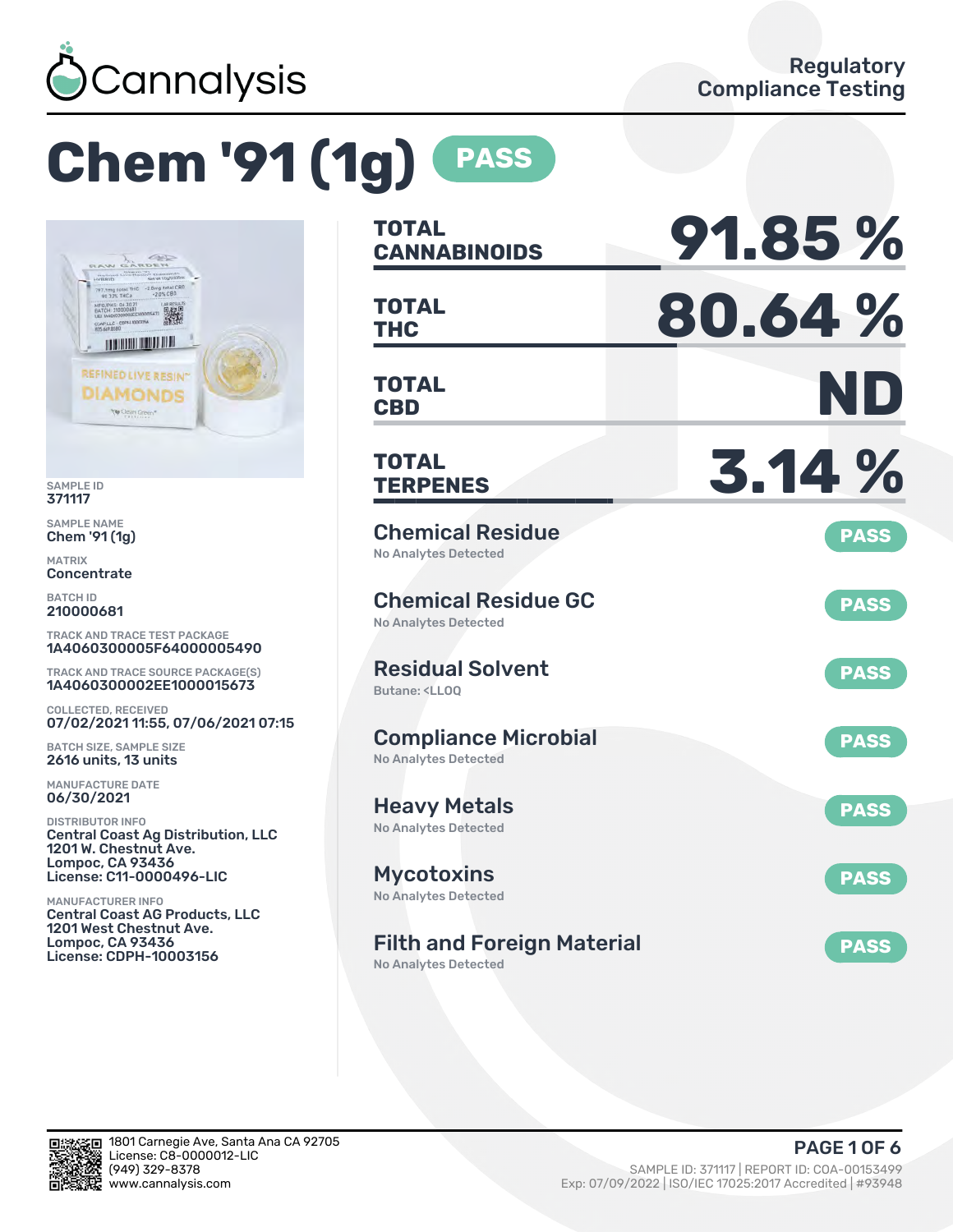Cannalysis

Regulatory Compliance Testing

# Chem '91 (1g) PASS

SAMPLE ID
371117

SAMPLE NAME
Chem '91 (1g)

MATRIX
Concentrate

BATCH ID
210000681

TRACK AND TRACE TEST PACKAGE
1A4060300005F64000005490

TRACK AND TRACE SOURCE PACKAGE(S)
1A4060300002EE1000015673

COLLECTED, RECEIVED
07/02/2021 11:55, 07/06/2021 07:15

BATCH SIZE, SAMPLE SIZE
2616 units, 13 units

MANUFACTURE DATE
06/30/2021

DISTRIBUTOR INFO
Central Coast Ag Distribution, LLC
1201 W. Chestnut Ave.
Lompoc, CA 93436
License: C11-0000496-LIC

MANUFACTURER INFO
Central Coast AG Products, LLC
1201 West Chestnut Ave.
Lompoc, CA 93436
License: CDPH-10003156

**TOTAL CANNABINOIDS** 91.85 %

**TOTAL THC** 80.64 %

**TOTAL CBD** ND

**TOTAL TERPENES** 3.14 %

## Chemical Residue — PASS
No Analytes Detected

## Chemical Residue GC — PASS
No Analytes Detected

## Residual Solvent — PASS
Butane: <LLOQ

## Compliance Microbial — PASS
No Analytes Detected

## Heavy Metals — PASS
No Analytes Detected

## Mycotoxins — PASS
No Analytes Detected

## Filth and Foreign Material — PASS
No Analytes Detected

1801 Carnegie Ave, Santa Ana CA 92705
License: C8-0000012-LIC
(949) 329-8378
www.cannalysis.com

SAMPLE ID: 371117 | REPORT ID: COA-00153499
Exp: 07/09/2022 | ISO/IEC 17025:2017 Accredited | #93948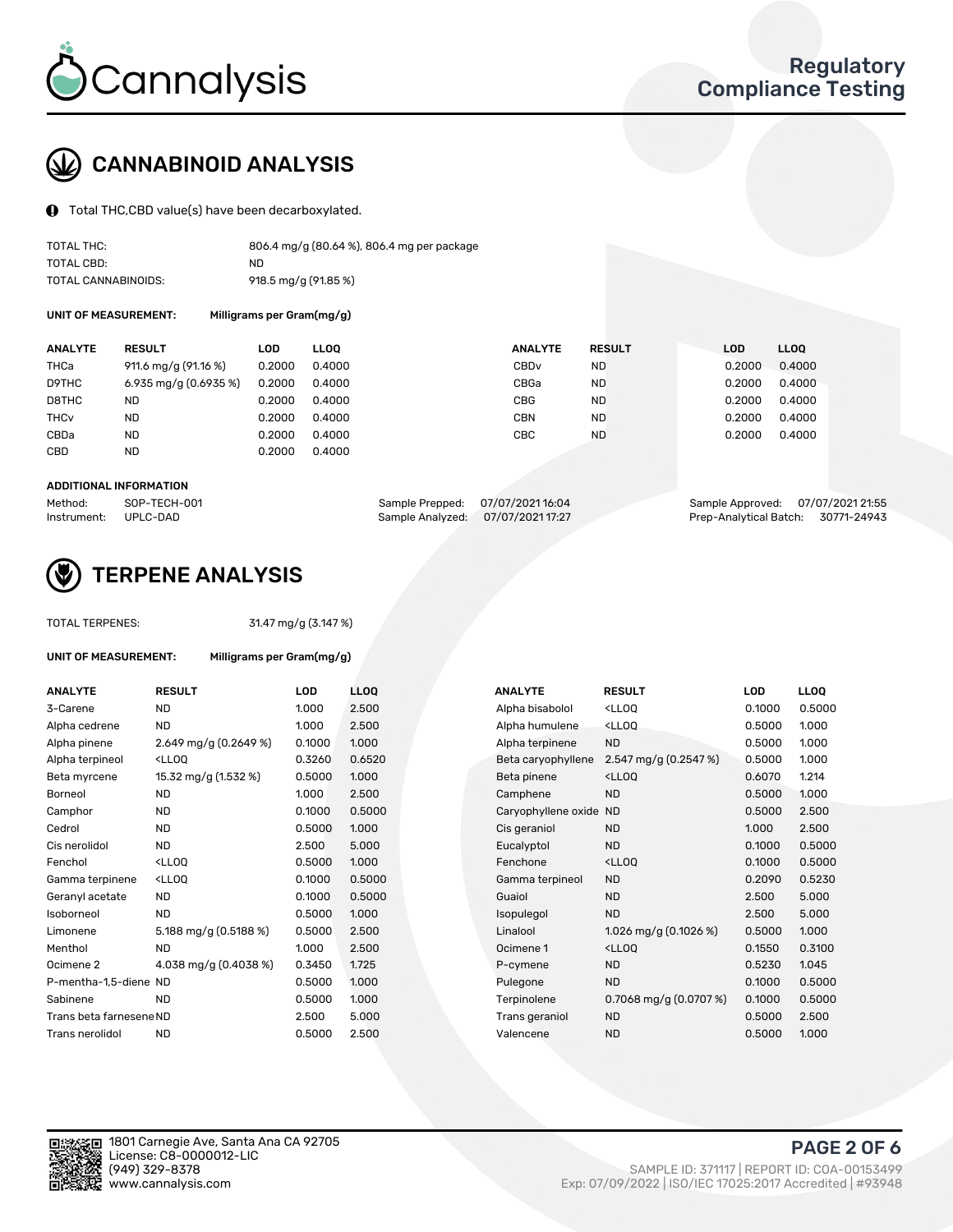# Cannalysis

**Regulatory Compliance Testing**

## CANNABINOID ANALYSIS

Total THC,CBD value(s) have been decarboxylated.

| | |
|---|---|
| TOTAL THC: | 806.4 mg/g (80.64 %), 806.4 mg per package |
| TOTAL CBD: | ND |
| TOTAL CANNABINOIDS: | 918.5 mg/g (91.85 %) |

**UNIT OF MEASUREMENT:** Milligrams per Gram(mg/g)

| ANALYTE | RESULT | LOD | LLOQ | ANALYTE | RESULT | LOD | LLOQ |
|---|---|---|---|---|---|---|---|
| THCa | 911.6 mg/g (91.16 %) | 0.2000 | 0.4000 | CBDv | ND | 0.2000 | 0.4000 |
| D9THC | 6.935 mg/g (0.6935 %) | 0.2000 | 0.4000 | CBGa | ND | 0.2000 | 0.4000 |
| D8THC | ND | 0.2000 | 0.4000 | CBG | ND | 0.2000 | 0.4000 |
| THCv | ND | 0.2000 | 0.4000 | CBN | ND | 0.2000 | 0.4000 |
| CBDa | ND | 0.2000 | 0.4000 | CBC | ND | 0.2000 | 0.4000 |
| CBD | ND | 0.2000 | 0.4000 | | | | |

**ADDITIONAL INFORMATION**

| | | | | | |
|---|---|---|---|---|---|
| Method: | SOP-TECH-001 | Sample Prepped: | 07/07/2021 16:04 | Sample Approved: | 07/07/2021 21:55 |
| Instrument: | UPLC-DAD | Sample Analyzed: | 07/07/2021 17:27 | Prep-Analytical Batch: | 30771-24943 |

## TERPENE ANALYSIS

TOTAL TERPENES: 31.47 mg/g (3.147 %)

**UNIT OF MEASUREMENT:** Milligrams per Gram(mg/g)

| ANALYTE | RESULT | LOD | LLOQ | ANALYTE | RESULT | LOD | LLOQ |
|---|---|---|---|---|---|---|---|
| 3-Carene | ND | 1.000 | 2.500 | Alpha bisabolol | <LLOQ | 0.1000 | 0.5000 |
| Alpha cedrene | ND | 1.000 | 2.500 | Alpha humulene | <LLOQ | 0.5000 | 1.000 |
| Alpha pinene | 2.649 mg/g (0.2649 %) | 0.1000 | 1.000 | Alpha terpinene | ND | 0.5000 | 1.000 |
| Alpha terpineol | <LLOQ | 0.3260 | 0.6520 | Beta caryophyllene | 2.547 mg/g (0.2547 %) | 0.5000 | 1.000 |
| Beta myrcene | 15.32 mg/g (1.532 %) | 0.5000 | 1.000 | Beta pinene | <LLOQ | 0.6070 | 1.214 |
| Borneol | ND | 1.000 | 2.500 | Camphene | ND | 0.5000 | 1.000 |
| Camphor | ND | 0.1000 | 0.5000 | Caryophyllene oxide | ND | 0.5000 | 2.500 |
| Cedrol | ND | 0.5000 | 1.000 | Cis geraniol | ND | 1.000 | 2.500 |
| Cis nerolidol | ND | 2.500 | 5.000 | Eucalyptol | ND | 0.1000 | 0.5000 |
| Fenchol | <LLOQ | 0.5000 | 1.000 | Fenchone | <LLOQ | 0.1000 | 0.5000 |
| Gamma terpinene | <LLOQ | 0.1000 | 0.5000 | Gamma terpineol | ND | 0.2090 | 0.5230 |
| Geranyl acetate | ND | 0.1000 | 0.5000 | Guaiol | ND | 2.500 | 5.000 |
| Isoborneol | ND | 0.5000 | 1.000 | Isopulegol | ND | 2.500 | 5.000 |
| Limonene | 5.188 mg/g (0.5188 %) | 0.5000 | 2.500 | Linalool | 1.026 mg/g (0.1026 %) | 0.5000 | 1.000 |
| Menthol | ND | 1.000 | 2.500 | Ocimene 1 | <LLOQ | 0.1550 | 0.3100 |
| Ocimene 2 | 4.038 mg/g (0.4038 %) | 0.3450 | 1.725 | P-cymene | ND | 0.5230 | 1.045 |
| P-mentha-1,5-diene | ND | 0.5000 | 1.000 | Pulegone | ND | 0.1000 | 0.5000 |
| Sabinene | ND | 0.5000 | 1.000 | Terpinolene | 0.7068 mg/g (0.0707 %) | 0.1000 | 0.5000 |
| Trans beta farnesene | ND | 2.500 | 5.000 | Trans geraniol | ND | 0.5000 | 2.500 |
| Trans nerolidol | ND | 0.5000 | 2.500 | Valencene | ND | 0.5000 | 1.000 |

1801 Carnegie Ave, Santa Ana CA 92705
License: C8-0000012-LIC
(949) 329-8378
www.cannalysis.com

SAMPLE ID: 371117 | REPORT ID: COA-00153499
Exp: 07/09/2022 | ISO/IEC 17025:2017 Accredited | #93948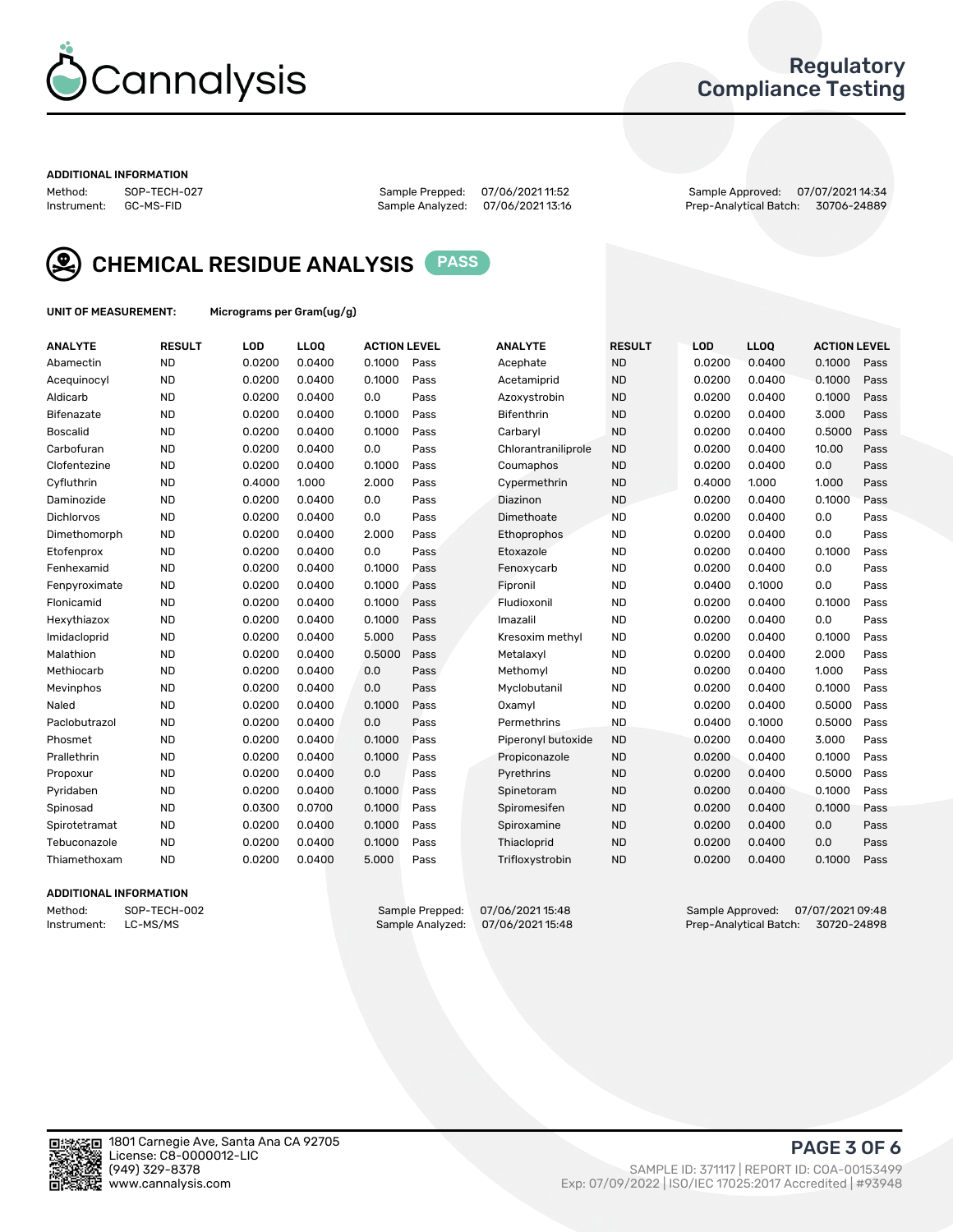# Cannalysis

## Regulatory Compliance Testing

**ADDITIONAL INFORMATION**

Method: SOP-TECH-027
Instrument: GC-MS-FID

Sample Prepped: 07/06/2021 11:52
Sample Analyzed: 07/06/2021 13:16

Sample Approved: 07/07/2021 14:34
Prep-Analytical Batch: 30706-24889

## CHEMICAL RESIDUE ANALYSIS PASS

**UNIT OF MEASUREMENT:** Micrograms per Gram(ug/g)

| ANALYTE | RESULT | LOD | LLOQ | ACTION LEVEL | | ANALYTE | RESULT | LOD | LLOQ | ACTION LEVEL | |
|---|---|---|---|---|---|---|---|---|---|---|---|
| Abamectin | ND | 0.0200 | 0.0400 | 0.1000 | Pass | Acephate | ND | 0.0200 | 0.0400 | 0.1000 | Pass |
| Acequinocyl | ND | 0.0200 | 0.0400 | 0.1000 | Pass | Acetamiprid | ND | 0.0200 | 0.0400 | 0.1000 | Pass |
| Aldicarb | ND | 0.0200 | 0.0400 | 0.0 | Pass | Azoxystrobin | ND | 0.0200 | 0.0400 | 0.1000 | Pass |
| Bifenazate | ND | 0.0200 | 0.0400 | 0.1000 | Pass | Bifenthrin | ND | 0.0200 | 0.0400 | 3.000 | Pass |
| Boscalid | ND | 0.0200 | 0.0400 | 0.1000 | Pass | Carbaryl | ND | 0.0200 | 0.0400 | 0.5000 | Pass |
| Carbofuran | ND | 0.0200 | 0.0400 | 0.0 | Pass | Chlorantraniliprole | ND | 0.0200 | 0.0400 | 10.00 | Pass |
| Clofentezine | ND | 0.0200 | 0.0400 | 0.1000 | Pass | Coumaphos | ND | 0.0200 | 0.0400 | 0.0 | Pass |
| Cyfluthrin | ND | 0.4000 | 1.000 | 2.000 | Pass | Cypermethrin | ND | 0.4000 | 1.000 | 1.000 | Pass |
| Daminozide | ND | 0.0200 | 0.0400 | 0.0 | Pass | Diazinon | ND | 0.0200 | 0.0400 | 0.1000 | Pass |
| Dichlorvos | ND | 0.0200 | 0.0400 | 0.0 | Pass | Dimethoate | ND | 0.0200 | 0.0400 | 0.0 | Pass |
| Dimethomorph | ND | 0.0200 | 0.0400 | 2.000 | Pass | Ethoprophos | ND | 0.0200 | 0.0400 | 0.0 | Pass |
| Etofenprox | ND | 0.0200 | 0.0400 | 0.0 | Pass | Etoxazole | ND | 0.0200 | 0.0400 | 0.1000 | Pass |
| Fenhexamid | ND | 0.0200 | 0.0400 | 0.1000 | Pass | Fenoxycarb | ND | 0.0200 | 0.0400 | 0.0 | Pass |
| Fenpyroximate | ND | 0.0200 | 0.0400 | 0.1000 | Pass | Fipronil | ND | 0.0400 | 0.1000 | 0.0 | Pass |
| Flonicamid | ND | 0.0200 | 0.0400 | 0.1000 | Pass | Fludioxonil | ND | 0.0200 | 0.0400 | 0.1000 | Pass |
| Hexythiazox | ND | 0.0200 | 0.0400 | 0.1000 | Pass | Imazalil | ND | 0.0200 | 0.0400 | 0.0 | Pass |
| Imidacloprid | ND | 0.0200 | 0.0400 | 5.000 | Pass | Kresoxim methyl | ND | 0.0200 | 0.0400 | 0.1000 | Pass |
| Malathion | ND | 0.0200 | 0.0400 | 0.5000 | Pass | Metalaxyl | ND | 0.0200 | 0.0400 | 2.000 | Pass |
| Methiocarb | ND | 0.0200 | 0.0400 | 0.0 | Pass | Methomyl | ND | 0.0200 | 0.0400 | 1.000 | Pass |
| Mevinphos | ND | 0.0200 | 0.0400 | 0.0 | Pass | Myclobutanil | ND | 0.0200 | 0.0400 | 0.1000 | Pass |
| Naled | ND | 0.0200 | 0.0400 | 0.1000 | Pass | Oxamyl | ND | 0.0200 | 0.0400 | 0.5000 | Pass |
| Paclobutrazol | ND | 0.0200 | 0.0400 | 0.0 | Pass | Permethrins | ND | 0.0400 | 0.1000 | 0.5000 | Pass |
| Phosmet | ND | 0.0200 | 0.0400 | 0.1000 | Pass | Piperonyl butoxide | ND | 0.0200 | 0.0400 | 3.000 | Pass |
| Prallethrin | ND | 0.0200 | 0.0400 | 0.1000 | Pass | Propiconazole | ND | 0.0200 | 0.0400 | 0.1000 | Pass |
| Propoxur | ND | 0.0200 | 0.0400 | 0.0 | Pass | Pyrethrins | ND | 0.0200 | 0.0400 | 0.5000 | Pass |
| Pyridaben | ND | 0.0200 | 0.0400 | 0.1000 | Pass | Spinetoram | ND | 0.0200 | 0.0400 | 0.1000 | Pass |
| Spinosad | ND | 0.0300 | 0.0700 | 0.1000 | Pass | Spiromesifen | ND | 0.0200 | 0.0400 | 0.1000 | Pass |
| Spirotetramat | ND | 0.0200 | 0.0400 | 0.1000 | Pass | Spiroxamine | ND | 0.0200 | 0.0400 | 0.0 | Pass |
| Tebuconazole | ND | 0.0200 | 0.0400 | 0.1000 | Pass | Thiacloprid | ND | 0.0200 | 0.0400 | 0.0 | Pass |
| Thiamethoxam | ND | 0.0200 | 0.0400 | 5.000 | Pass | Trifloxystrobin | ND | 0.0200 | 0.0400 | 0.1000 | Pass |

**ADDITIONAL INFORMATION**

Method: SOP-TECH-002
Instrument: LC-MS/MS

Sample Prepped: 07/06/2021 15:48
Sample Analyzed: 07/06/2021 15:48

Sample Approved: 07/07/2021 09:48
Prep-Analytical Batch: 30720-24898

1801 Carnegie Ave, Santa Ana CA 92705
License: C8-0000012-LIC
(949) 329-8378
www.cannalysis.com

SAMPLE ID: 371117 | REPORT ID: COA-00153499
Exp: 07/09/2022 | ISO/IEC 17025:2017 Accredited | #93948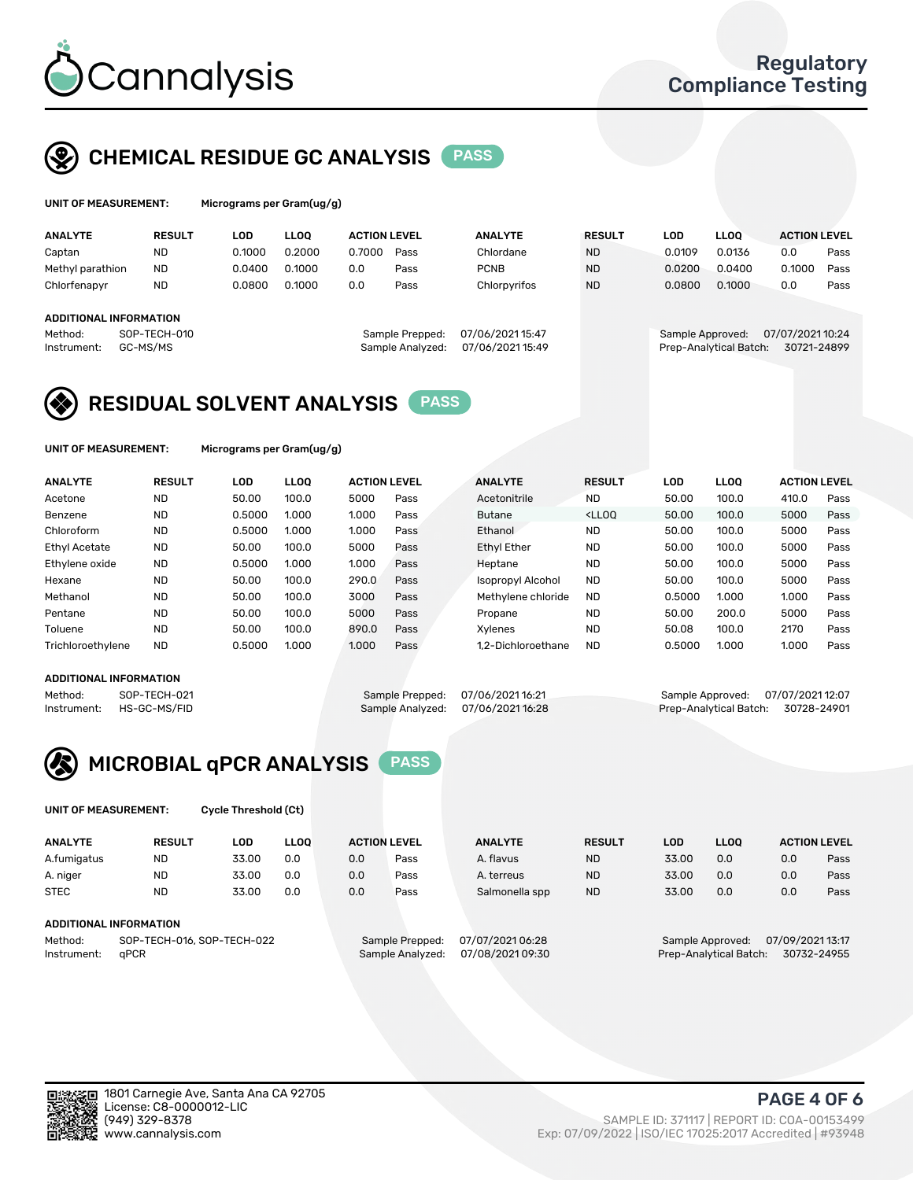# CHEMICAL RESIDUE GC ANALYSIS PASS

**UNIT OF MEASUREMENT:** Micrograms per Gram(ug/g)

| ANALYTE | RESULT | LOD | LLOQ | ACTION LEVEL | | ANALYTE | RESULT | LOD | LLOQ | ACTION LEVEL | |
|---|---|---|---|---|---|---|---|---|---|---|---|
| Captan | ND | 0.1000 | 0.2000 | 0.7000 | Pass | Chlordane | ND | 0.0109 | 0.0136 | 0.0 | Pass |
| Methyl parathion | ND | 0.0400 | 0.1000 | 0.0 | Pass | PCNB | ND | 0.0200 | 0.0400 | 0.1000 | Pass |
| Chlorfenapyr | ND | 0.0800 | 0.1000 | 0.0 | Pass | Chlorpyrifos | ND | 0.0800 | 0.1000 | 0.0 | Pass |

**ADDITIONAL INFORMATION**

Method: SOP-TECH-010
Instrument: GC-MS/MS
Sample Prepped: 07/06/2021 15:47
Sample Analyzed: 07/06/2021 15:49
Sample Approved: 07/07/2021 10:24
Prep-Analytical Batch: 30721-24899

# RESIDUAL SOLVENT ANALYSIS PASS

**UNIT OF MEASUREMENT:** Micrograms per Gram(ug/g)

| ANALYTE | RESULT | LOD | LLOQ | ACTION LEVEL | | ANALYTE | RESULT | LOD | LLOQ | ACTION LEVEL | |
|---|---|---|---|---|---|---|---|---|---|---|---|
| Acetone | ND | 50.00 | 100.0 | 5000 | Pass | Acetonitrile | ND | 50.00 | 100.0 | 410.0 | Pass |
| Benzene | ND | 0.5000 | 1.000 | 1.000 | Pass | Butane | <LLOQ | 50.00 | 100.0 | 5000 | Pass |
| Chloroform | ND | 0.5000 | 1.000 | 1.000 | Pass | Ethanol | ND | 50.00 | 100.0 | 5000 | Pass |
| Ethyl Acetate | ND | 50.00 | 100.0 | 5000 | Pass | Ethyl Ether | ND | 50.00 | 100.0 | 5000 | Pass |
| Ethylene oxide | ND | 0.5000 | 1.000 | 1.000 | Pass | Heptane | ND | 50.00 | 100.0 | 5000 | Pass |
| Hexane | ND | 50.00 | 100.0 | 290.0 | Pass | Isopropyl Alcohol | ND | 50.00 | 100.0 | 5000 | Pass |
| Methanol | ND | 50.00 | 100.0 | 3000 | Pass | Methylene chloride | ND | 0.5000 | 1.000 | 1.000 | Pass |
| Pentane | ND | 50.00 | 100.0 | 5000 | Pass | Propane | ND | 50.00 | 200.0 | 5000 | Pass |
| Toluene | ND | 50.00 | 100.0 | 890.0 | Pass | Xylenes | ND | 50.08 | 100.0 | 2170 | Pass |
| Trichloroethylene | ND | 0.5000 | 1.000 | 1.000 | Pass | 1,2-Dichloroethane | ND | 0.5000 | 1.000 | 1.000 | Pass |

**ADDITIONAL INFORMATION**

Method: SOP-TECH-021
Instrument: HS-GC-MS/FID
Sample Prepped: 07/06/2021 16:21
Sample Analyzed: 07/06/2021 16:28
Sample Approved: 07/07/2021 12:07
Prep-Analytical Batch: 30728-24901

# MICROBIAL qPCR ANALYSIS PASS

**UNIT OF MEASUREMENT:** Cycle Threshold (Ct)

| ANALYTE | RESULT | LOD | LLOQ | ACTION LEVEL | | ANALYTE | RESULT | LOD | LLOQ | ACTION LEVEL | |
|---|---|---|---|---|---|---|---|---|---|---|---|
| A.fumigatus | ND | 33.00 | 0.0 | 0.0 | Pass | A. flavus | ND | 33.00 | 0.0 | 0.0 | Pass |
| A. niger | ND | 33.00 | 0.0 | 0.0 | Pass | A. terreus | ND | 33.00 | 0.0 | 0.0 | Pass |
| STEC | ND | 33.00 | 0.0 | 0.0 | Pass | Salmonella spp | ND | 33.00 | 0.0 | 0.0 | Pass |

**ADDITIONAL INFORMATION**

Method: SOP-TECH-016, SOP-TECH-022
Instrument: qPCR
Sample Prepped: 07/07/2021 06:28
Sample Analyzed: 07/08/2021 09:30
Sample Approved: 07/09/2021 13:17
Prep-Analytical Batch: 30732-24955

1801 Carnegie Ave, Santa Ana CA 92705
License: C8-0000012-LIC
(949) 329-8378
www.cannalysis.com

SAMPLE ID: 371117 | REPORT ID: COA-00153499
Exp: 07/09/2022 | ISO/IEC 17025:2017 Accredited | #93948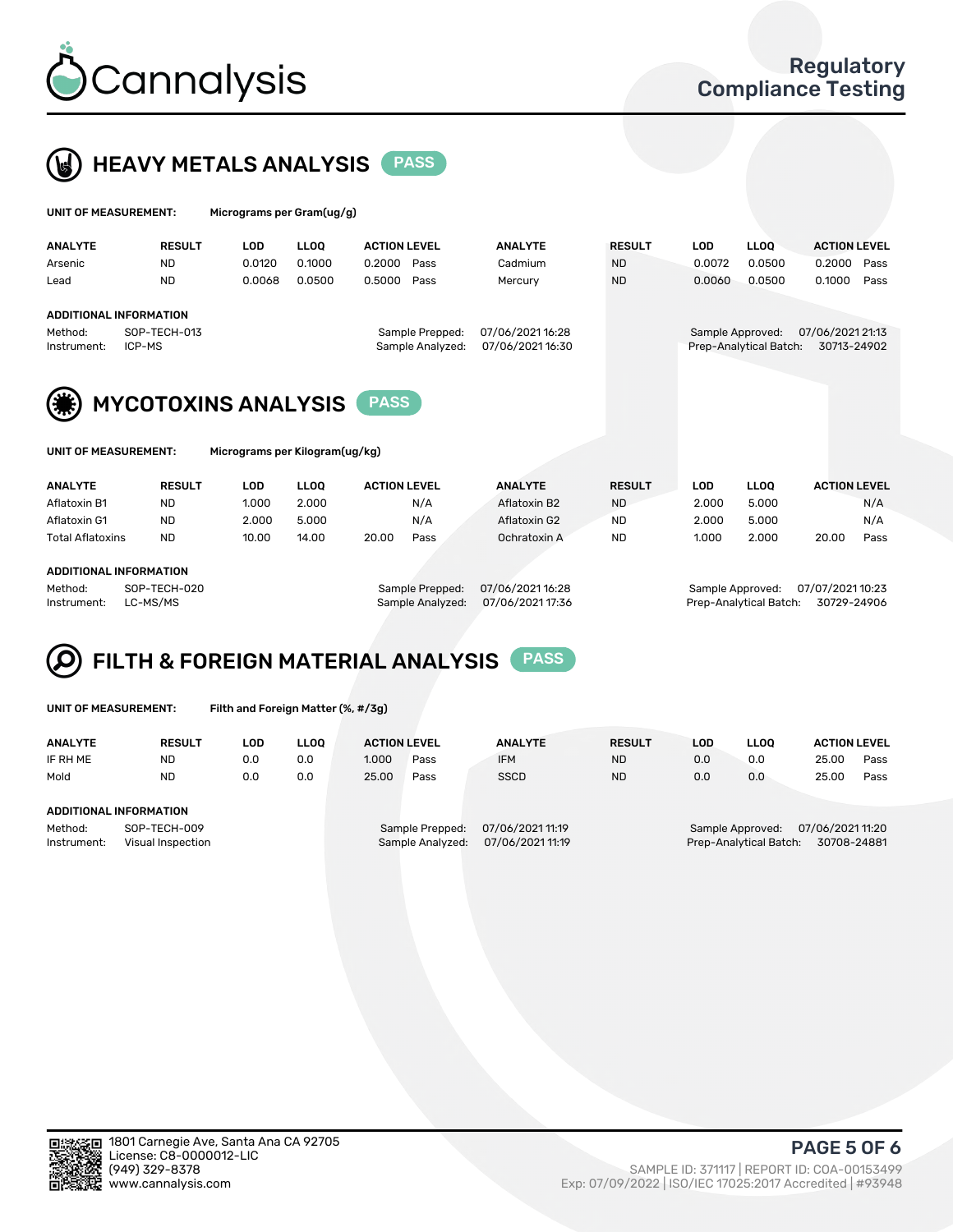# Cannalysis

## Regulatory Compliance Testing

## HEAVY METALS ANALYSIS PASS

**UNIT OF MEASUREMENT:** Micrograms per Gram(ug/g)

| ANALYTE | RESULT | LOD | LLOQ | ACTION LEVEL | | ANALYTE | RESULT | LOD | LLOQ | ACTION LEVEL | |
|---|---|---|---|---|---|---|---|---|---|---|---|
| Arsenic | ND | 0.0120 | 0.1000 | 0.2000 | Pass | Cadmium | ND | 0.0072 | 0.0500 | 0.2000 | Pass |
| Lead | ND | 0.0068 | 0.0500 | 0.5000 | Pass | Mercury | ND | 0.0060 | 0.0500 | 0.1000 | Pass |

**ADDITIONAL INFORMATION**

Method: SOP-TECH-013
Instrument: ICP-MS
Sample Prepped: 07/06/2021 16:28
Sample Analyzed: 07/06/2021 16:30
Sample Approved: 07/06/2021 21:13
Prep-Analytical Batch: 30713-24902

## MYCOTOXINS ANALYSIS PASS

**UNIT OF MEASUREMENT:** Micrograms per Kilogram(ug/kg)

| ANALYTE | RESULT | LOD | LLOQ | ACTION LEVEL | | ANALYTE | RESULT | LOD | LLOQ | ACTION LEVEL | |
|---|---|---|---|---|---|---|---|---|---|---|---|
| Aflatoxin B1 | ND | 1.000 | 2.000 | | N/A | Aflatoxin B2 | ND | 2.000 | 5.000 | | N/A |
| Aflatoxin G1 | ND | 2.000 | 5.000 | | N/A | Aflatoxin G2 | ND | 2.000 | 5.000 | | N/A |
| Total Aflatoxins | ND | 10.00 | 14.00 | 20.00 | Pass | Ochratoxin A | ND | 1.000 | 2.000 | 20.00 | Pass |

**ADDITIONAL INFORMATION**

Method: SOP-TECH-020
Instrument: LC-MS/MS
Sample Prepped: 07/06/2021 16:28
Sample Analyzed: 07/06/2021 17:36
Sample Approved: 07/07/2021 10:23
Prep-Analytical Batch: 30729-24906

## FILTH & FOREIGN MATERIAL ANALYSIS PASS

**UNIT OF MEASUREMENT:** Filth and Foreign Matter (%, #/3g)

| ANALYTE | RESULT | LOD | LLOQ | ACTION LEVEL | | ANALYTE | RESULT | LOD | LLOQ | ACTION LEVEL | |
|---|---|---|---|---|---|---|---|---|---|---|---|
| IF RH ME | ND | 0.0 | 0.0 | 1.000 | Pass | IFM | ND | 0.0 | 0.0 | 25.00 | Pass |
| Mold | ND | 0.0 | 0.0 | 25.00 | Pass | SSCD | ND | 0.0 | 0.0 | 25.00 | Pass |

**ADDITIONAL INFORMATION**

Method: SOP-TECH-009
Instrument: Visual Inspection
Sample Prepped: 07/06/2021 11:19
Sample Analyzed: 07/06/2021 11:19
Sample Approved: 07/06/2021 11:20
Prep-Analytical Batch: 30708-24881

1801 Carnegie Ave, Santa Ana CA 92705
License: C8-0000012-LIC
(949) 329-8378
www.cannalysis.com

SAMPLE ID: 371117 | REPORT ID: COA-00153499
Exp: 07/09/2022 | ISO/IEC 17025:2017 Accredited | #93948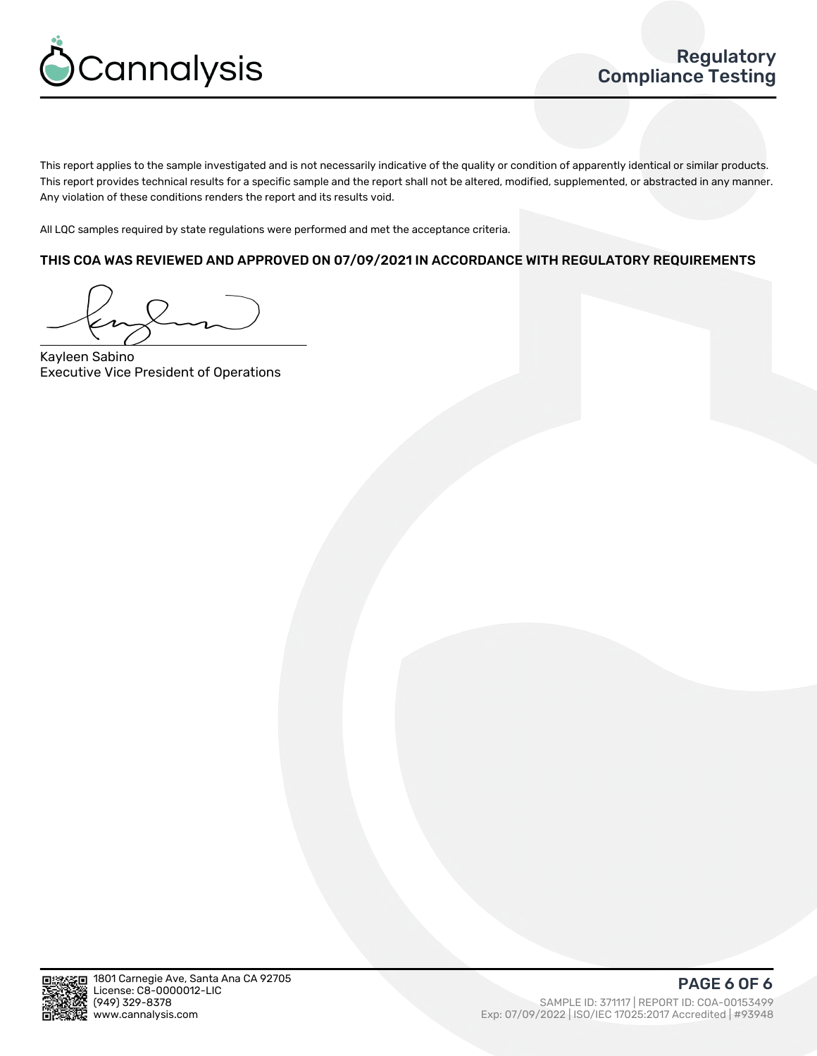This report applies to the sample investigated and is not necessarily indicative of the quality or condition of apparently identical or similar products. This report provides technical results for a specific sample and the report shall not be altered, modified, supplemented, or abstracted in any manner. Any violation of these conditions renders the report and its results void.

All LQC samples required by state regulations were performed and met the acceptance criteria.

**THIS COA WAS REVIEWED AND APPROVED ON 07/09/2021 IN ACCORDANCE WITH REGULATORY REQUIREMENTS**

Kayleen Sabino
Executive Vice President of Operations